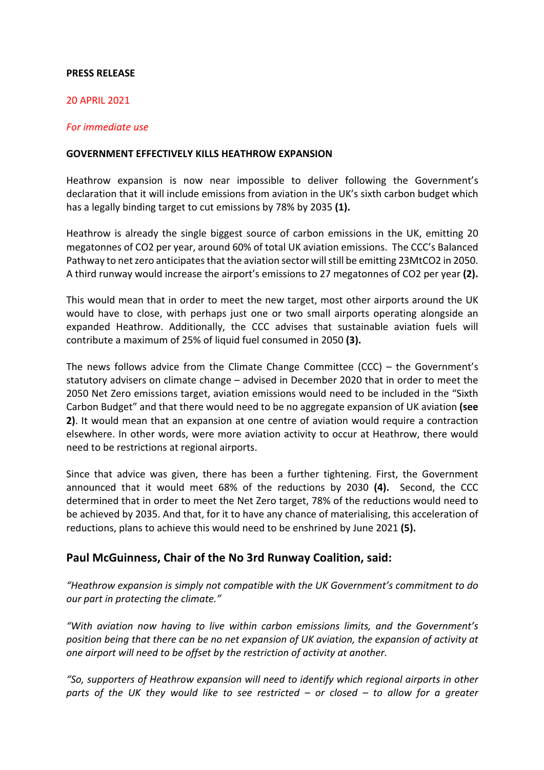**PRESS RELEASE**

20 APRIL 2021

*For immediate use*

**GOVERNMENT EFFECTIVELY KILLS HEATHROW EXPANSION**

Heathrow expansion is now near impossible to deliver following the Government's declaration that it will include emissions from aviation in the UK's sixth carbon budget which has a legally binding target to cut emissions by 78% by 2035 **(1).**

Heathrow is already the single biggest source of carbon emissions in the UK, emitting 20 megatonnes of $CO_2$ per year, around 60% of total UK aviation emissions. The CCC's Balanced Pathway to net zero anticipates that the aviation sector will still be emitting 23Mt$CO_2$ in 2050. A third runway would increase the airport's emissions to 27 megatonnes of $CO_2$ per year **(2).**

This would mean that in order to meet the new target, most other airports around the UK would have to close, with perhaps just one or two small airports operating alongside an expanded Heathrow. Additionally, the CCC advises that sustainable aviation fuels will contribute a maximum of 25% of liquid fuel consumed in 2050 **(3).**

The news follows advice from the Climate Change Committee (CCC) – the Government's statutory advisers on climate change – advised in December 2020 that in order to meet the 2050 Net Zero emissions target, aviation emissions would need to be included in the "Sixth Carbon Budget" and that there would need to be no aggregate expansion of UK aviation **(see 2)**. It would mean that an expansion at one centre of aviation would require a contraction elsewhere. In other words, were more aviation activity to occur at Heathrow, there would need to be restrictions at regional airports.

Since that advice was given, there has been a further tightening. First, the Government announced that it would meet 68% of the reductions by 2030 **(4).** Second, the CCC determined that in order to meet the Net Zero target, 78% of the reductions would need to be achieved by 2035. And that, for it to have any chance of materialising, this acceleration of reductions, plans to achieve this would need to be enshrined by June 2021 **(5).**

## Paul McGuinness, Chair of the No 3rd Runway Coalition, said:

*"Heathrow expansion is simply not compatible with the UK Government's commitment to do our part in protecting the climate."*

*"With aviation now having to live within carbon emissions limits, and the Government's position being that there can be no net expansion of UK aviation, the expansion of activity at one airport will need to be offset by the restriction of activity at another.*

*"So, supporters of Heathrow expansion will need to identify which regional airports in other parts of the UK they would like to see restricted – or closed – to allow for a greater*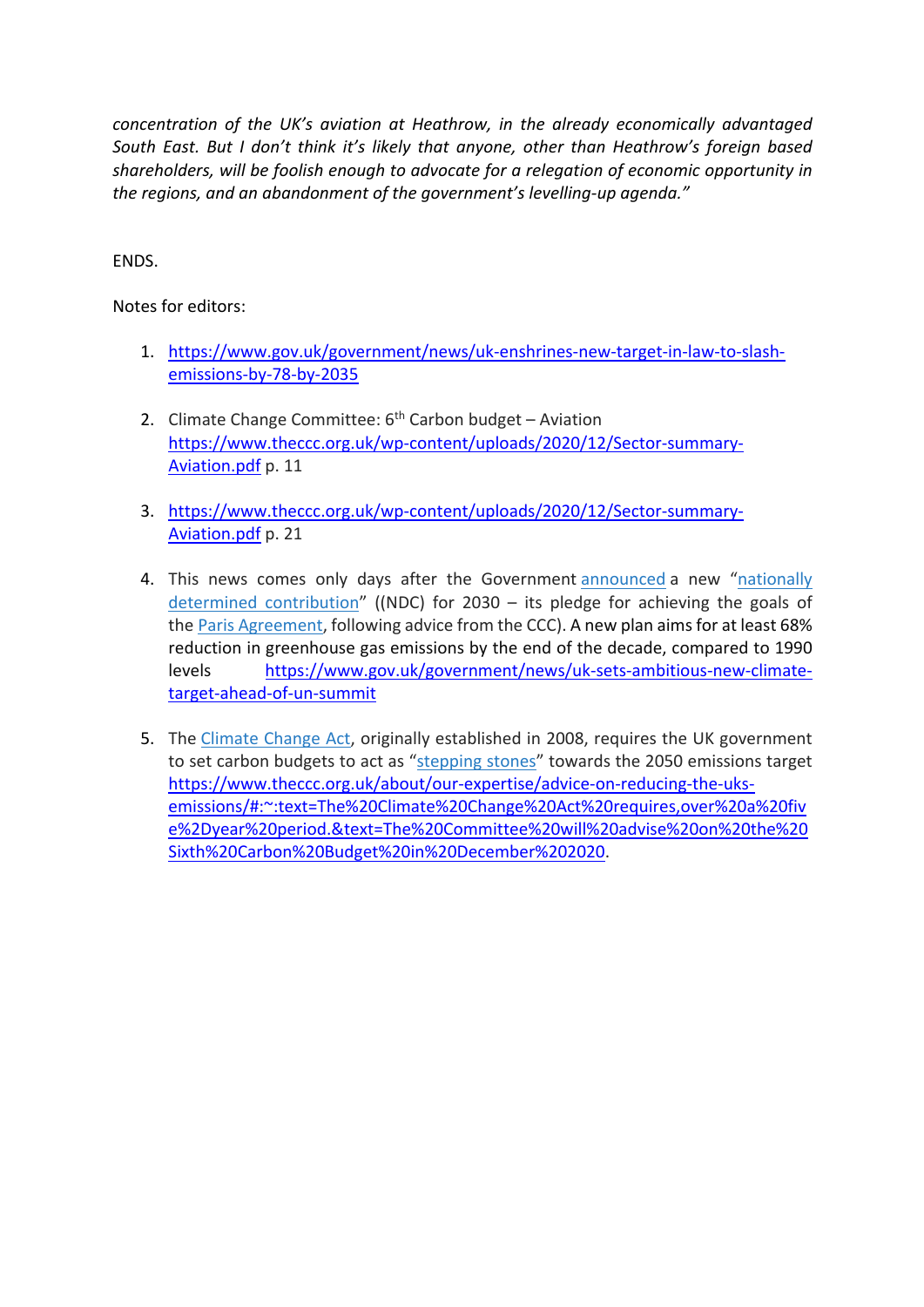*concentration of the UK's aviation at Heathrow, in the already economically advantaged South East. But I don't think it's likely that anyone, other than Heathrow's foreign based shareholders, will be foolish enough to advocate for a relegation of economic opportunity in the regions, and an abandonment of the government's levelling-up agenda."*

ENDS.

Notes for editors:

1. https://www.gov.uk/government/news/uk-enshrines-new-target-in-law-to-slash-emissions-by-78-by-2035

2. Climate Change Committee: 6th Carbon budget – Aviation https://www.theccc.org.uk/wp-content/uploads/2020/12/Sector-summary-Aviation.pdf p. 11

3. https://www.theccc.org.uk/wp-content/uploads/2020/12/Sector-summary-Aviation.pdf p. 21

4. This news comes only days after the Government announced a new "nationally determined contribution" ((NDC) for 2030 – its pledge for achieving the goals of the Paris Agreement, following advice from the CCC). A new plan aims for at least 68% reduction in greenhouse gas emissions by the end of the decade, compared to 1990 levels https://www.gov.uk/government/news/uk-sets-ambitious-new-climate-target-ahead-of-un-summit

5. The Climate Change Act, originally established in 2008, requires the UK government to set carbon budgets to act as "stepping stones" towards the 2050 emissions target https://www.theccc.org.uk/about/our-expertise/advice-on-reducing-the-uks-emissions/#:~:text=The%20Climate%20Change%20Act%20requires,over%20a%20five%2Dyear%20period.&text=The%20Committee%20will%20advise%20on%20the%20Sixth%20Carbon%20Budget%20in%20December%202020.